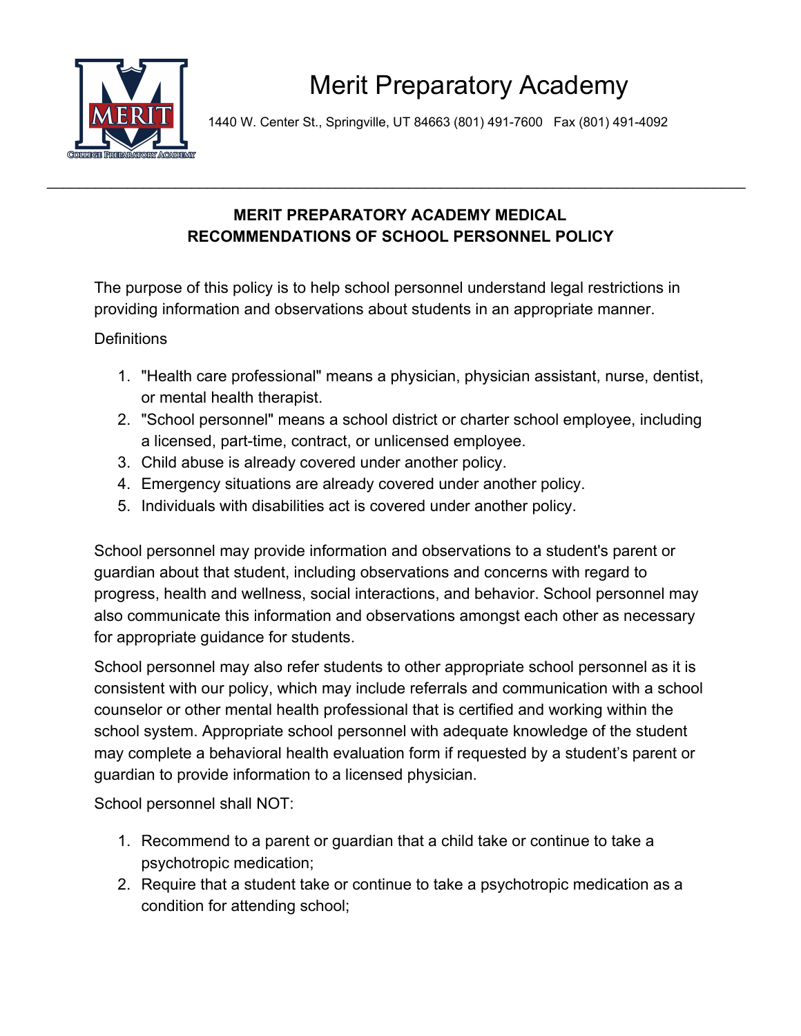# Merit Preparatory Academy

1440 W. Center St., Springville, UT 84663 (801) 491-7600 Fax (801) 491-4092

---

## MERIT PREPARATORY ACADEMY MEDICAL RECOMMENDATIONS OF SCHOOL PERSONNEL POLICY

The purpose of this policy is to help school personnel understand legal restrictions in providing information and observations about students in an appropriate manner.

Definitions

1. "Health care professional" means a physician, physician assistant, nurse, dentist, or mental health therapist.
2. "School personnel" means a school district or charter school employee, including a licensed, part-time, contract, or unlicensed employee.
3. Child abuse is already covered under another policy.
4. Emergency situations are already covered under another policy.
5. Individuals with disabilities act is covered under another policy.

School personnel may provide information and observations to a student's parent or guardian about that student, including observations and concerns with regard to progress, health and wellness, social interactions, and behavior. School personnel may also communicate this information and observations amongst each other as necessary for appropriate guidance for students.

School personnel may also refer students to other appropriate school personnel as it is consistent with our policy, which may include referrals and communication with a school counselor or other mental health professional that is certified and working within the school system. Appropriate school personnel with adequate knowledge of the student may complete a behavioral health evaluation form if requested by a student's parent or guardian to provide information to a licensed physician.

School personnel shall NOT:

1. Recommend to a parent or guardian that a child take or continue to take a psychotropic medication;
2. Require that a student take or continue to take a psychotropic medication as a condition for attending school;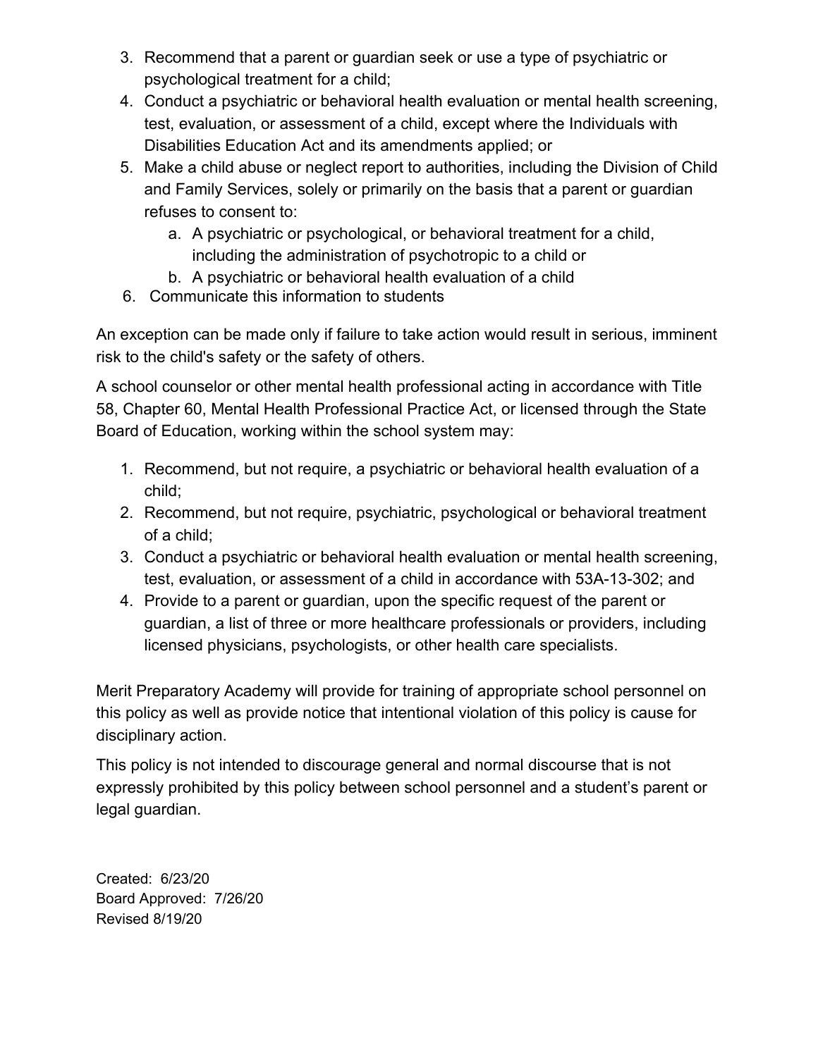3. Recommend that a parent or guardian seek or use a type of psychiatric or psychological treatment for a child;
4. Conduct a psychiatric or behavioral health evaluation or mental health screening, test, evaluation, or assessment of a child, except where the Individuals with Disabilities Education Act and its amendments applied; or
5. Make a child abuse or neglect report to authorities, including the Division of Child and Family Services, solely or primarily on the basis that a parent or guardian refuses to consent to:
   a. A psychiatric or psychological, or behavioral treatment for a child, including the administration of psychotropic to a child or
   b. A psychiatric or behavioral health evaluation of a child
6. Communicate this information to students

An exception can be made only if failure to take action would result in serious, imminent risk to the child's safety or the safety of others.

A school counselor or other mental health professional acting in accordance with Title 58, Chapter 60, Mental Health Professional Practice Act, or licensed through the State Board of Education, working within the school system may:

1. Recommend, but not require, a psychiatric or behavioral health evaluation of a child;
2. Recommend, but not require, psychiatric, psychological or behavioral treatment of a child;
3. Conduct a psychiatric or behavioral health evaluation or mental health screening, test, evaluation, or assessment of a child in accordance with 53A-13-302; and
4. Provide to a parent or guardian, upon the specific request of the parent or guardian, a list of three or more healthcare professionals or providers, including licensed physicians, psychologists, or other health care specialists.

Merit Preparatory Academy will provide for training of appropriate school personnel on this policy as well as provide notice that intentional violation of this policy is cause for disciplinary action.

This policy is not intended to discourage general and normal discourse that is not expressly prohibited by this policy between school personnel and a student's parent or legal guardian.

Created: 6/23/20
Board Approved: 7/26/20
Revised 8/19/20